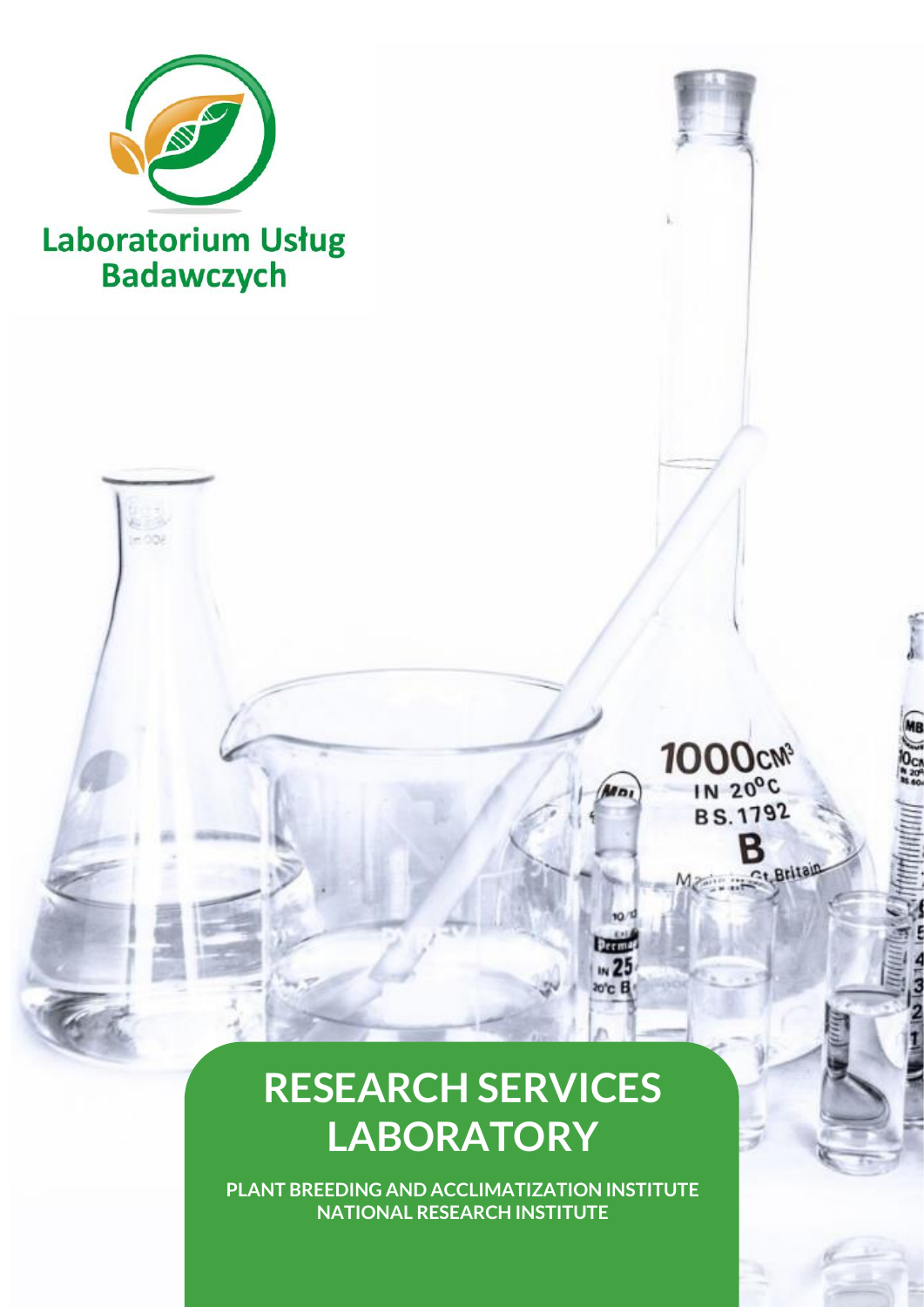Laboratorium Usług Badawczych

# RESEARCH SERVICES LABORATORY

**PLANT BREEDING AND ACCLIMATIZATION INSTITUTE**
**NATIONAL RESEARCH INSTITUTE**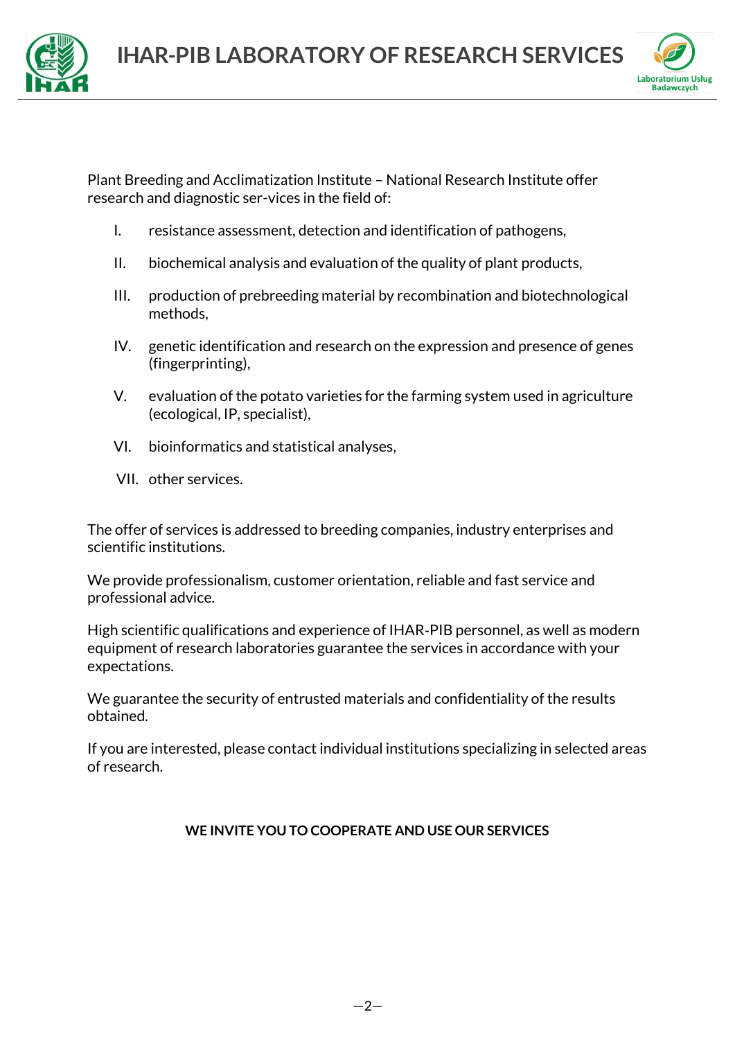Plant Breeding and Acclimatization Institute – National Research Institute offer research and diagnostic ser-vices in the field of:

I. resistance assessment, detection and identification of pathogens,

II. biochemical analysis and evaluation of the quality of plant products,

III. production of prebreeding material by recombination and biotechnological methods,

IV. genetic identification and research on the expression and presence of genes (fingerprinting),

V. evaluation of the potato varieties for the farming system used in agriculture (ecological, IP, specialist),

VI. bioinformatics and statistical analyses,

VII. other services.

The offer of services is addressed to breeding companies, industry enterprises and scientific institutions.

We provide professionalism, customer orientation, reliable and fast service and professional advice.

High scientific qualifications and experience of IHAR-PIB personnel, as well as modern equipment of research laboratories guarantee the services in accordance with your expectations.

We guarantee the security of entrusted materials and confidentiality of the results obtained.

If you are interested, please contact individual institutions specializing in selected areas of research.

**WE INVITE YOU TO COOPERATE AND USE OUR SERVICES**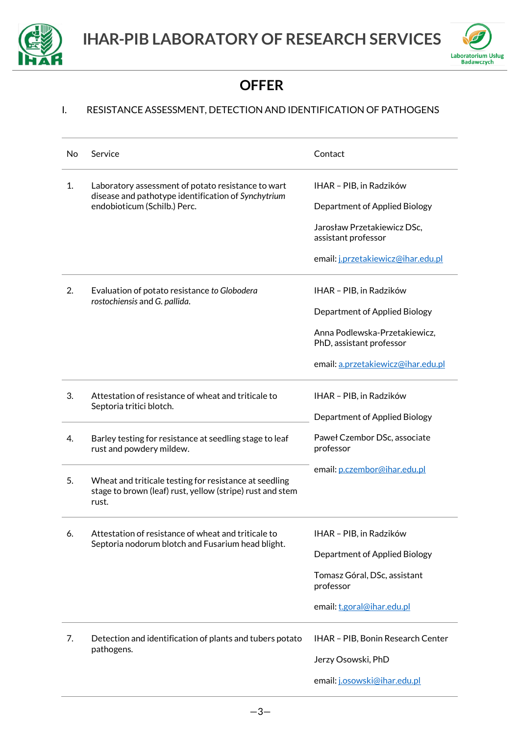# OFFER

## I. RESISTANCE ASSESSMENT, DETECTION AND IDENTIFICATION OF PATHOGENS

| No | Service | Contact |
| --- | --- | --- |
| 1. | Laboratory assessment of potato resistance to wart disease and pathotype identification of *Synchytrium* endobioticum (Schilb.) Perc. | IHAR – PIB, in Radzików<br><br>Department of Applied Biology<br><br>Jarosław Przetakiewicz DSc, assistant professor<br><br>email: j.przetakiewicz@ihar.edu.pl |
| 2. | Evaluation of potato resistance *to Globodera rostochiensis* and *G. pallida*. | IHAR – PIB, in Radzików<br><br>Department of Applied Biology<br><br>Anna Podlewska-Przetakiewicz, PhD, assistant professor<br><br>email: a.przetakiewicz@ihar.edu.pl |
| 3. | Attestation of resistance of wheat and triticale to Septoria tritici blotch. | IHAR – PIB, in Radzików<br><br>Department of Applied Biology<br><br>Paweł Czembor DSc, associate professor<br><br>email: p.czembor@ihar.edu.pl |
| 4. | Barley testing for resistance at seedling stage to leaf rust and powdery mildew. | |
| 5. | Wheat and triticale testing for resistance at seedling stage to brown (leaf) rust, yellow (stripe) rust and stem rust. | |
| 6. | Attestation of resistance of wheat and triticale to Septoria nodorum blotch and Fusarium head blight. | IHAR – PIB, in Radzików<br><br>Department of Applied Biology<br><br>Tomasz Góral, DSc, assistant professor<br><br>email: t.goral@ihar.edu.pl |
| 7. | Detection and identification of plants and tubers potato pathogens. | IHAR – PIB, Bonin Research Center<br><br>Jerzy Osowski, PhD<br><br>email: j.osowski@ihar.edu.pl |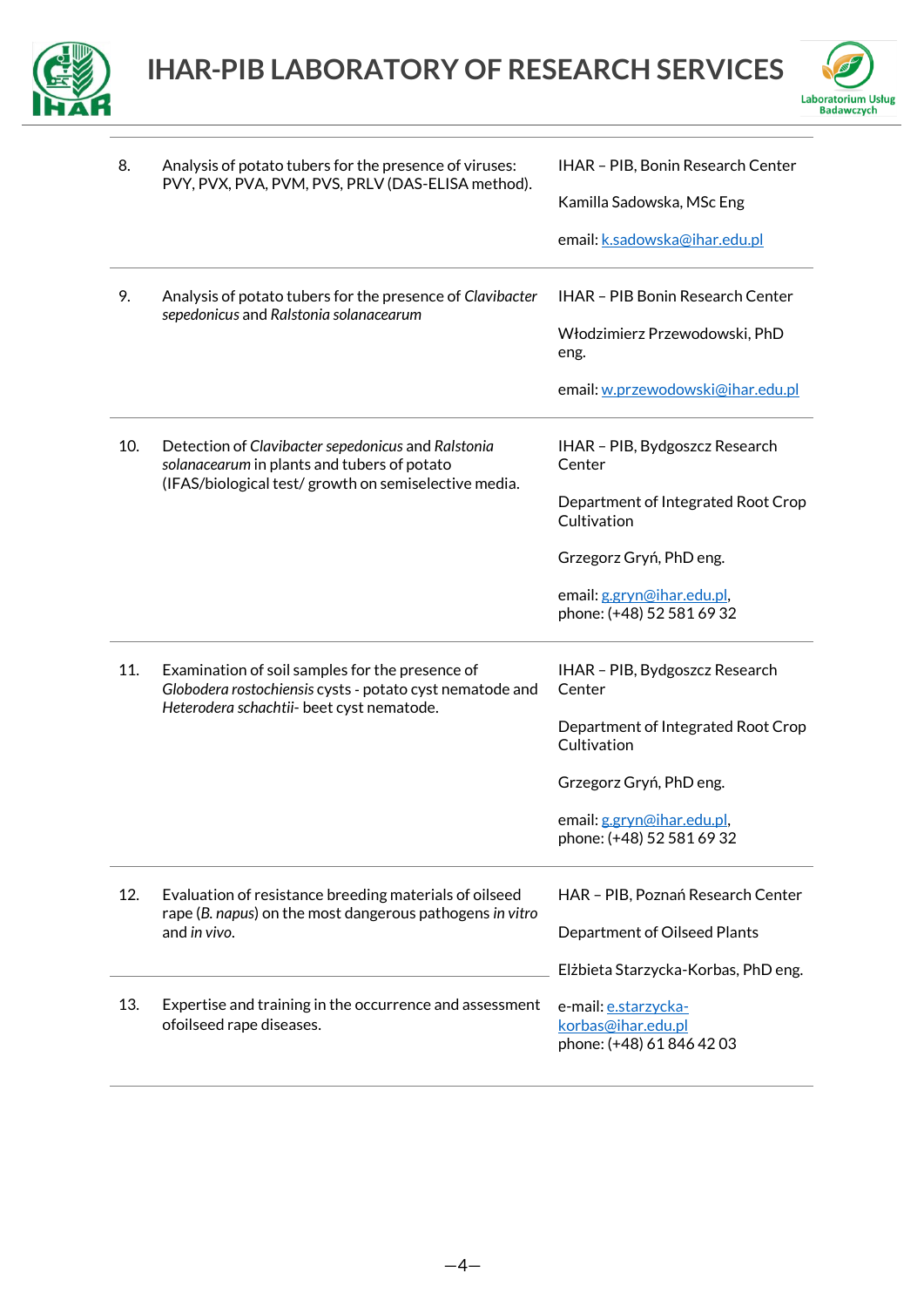| | | |
|---|---|---|
| 8. | Analysis of potato tubers for the presence of viruses: PVY, PVX, PVA, PVM, PVS, PRLV (DAS-ELISA method). | IHAR – PIB, Bonin Research Center<br><br>Kamilla Sadowska, MSc Eng<br><br>email: k.sadowska@ihar.edu.pl |
| 9. | Analysis of potato tubers for the presence of *Clavibacter sepedonicus* and *Ralstonia solanacearum* | IHAR – PIB Bonin Research Center<br><br>Włodzimierz Przewodowski, PhD eng.<br><br>email: w.przewodowski@ihar.edu.pl |
| 10. | Detection of *Clavibacter sepedonicus* and *Ralstonia solanacearum* in plants and tubers of potato (IFAS/biological test/ growth on semiselective media. | IHAR – PIB, Bydgoszcz Research Center<br><br>Department of Integrated Root Crop Cultivation<br><br>Grzegorz Gryń, PhD eng.<br><br>email: g.gryn@ihar.edu.pl, phone: (+48) 52 581 69 32 |
| 11. | Examination of soil samples for the presence of *Globodera rostochiensis* cysts - potato cyst nematode and *Heterodera schachtii*- beet cyst nematode. | IHAR – PIB, Bydgoszcz Research Center<br><br>Department of Integrated Root Crop Cultivation<br><br>Grzegorz Gryń, PhD eng.<br><br>email: g.gryn@ihar.edu.pl, phone: (+48) 52 581 69 32 |
| 12. | Evaluation of resistance breeding materials of oilseed rape (*B. napus*) on the most dangerous pathogens *in vitro* and *in vivo*. | HAR – PIB, Poznań Research Center<br><br>Department of Oilseed Plants<br><br>Elżbieta Starzycka-Korbas, PhD eng.<br><br>e-mail: e.starzycka-korbas@ihar.edu.pl<br>phone: (+48) 61 846 42 03 |
| 13. | Expertise and training in the occurrence and assessment ofoilseed rape diseases. | |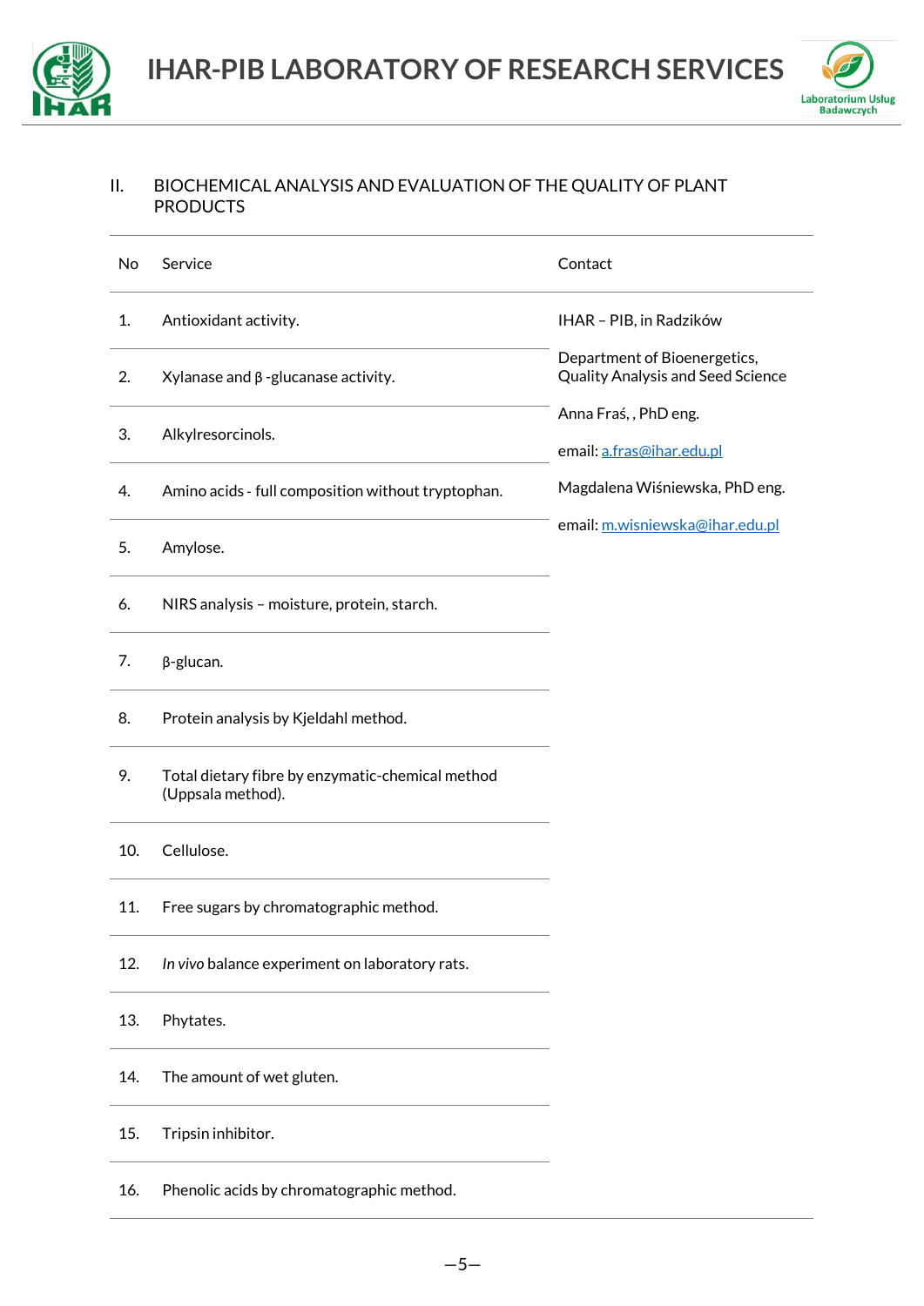## II. BIOCHEMICAL ANALYSIS AND EVALUATION OF THE QUALITY OF PLANT PRODUCTS

| No | Service | Contact |
|---|---|---|
| 1. | Antioxidant activity. | IHAR – PIB, in Radzików<br><br>Department of Bioenergetics, Quality Analysis and Seed Science<br><br>Anna Fraś, , PhD eng.<br><br>email: a.fras@ihar.edu.pl<br><br>Magdalena Wiśniewska, PhD eng.<br><br>email: m.wisniewska@ihar.edu.pl |
| 2. | Xylanase and β -glucanase activity. | |
| 3. | Alkylresorcinols. | |
| 4. | Amino acids - full composition without tryptophan. | |
| 5. | Amylose. | |
| 6. | NIRS analysis – moisture, protein, starch. | |
| 7. | β-glucan. | |
| 8. | Protein analysis by Kjeldahl method. | |
| 9. | Total dietary fibre by enzymatic-chemical method (Uppsala method). | |
| 10. | Cellulose. | |
| 11. | Free sugars by chromatographic method. | |
| 12. | *In vivo* balance experiment on laboratory rats. | |
| 13. | Phytates. | |
| 14. | The amount of wet gluten. | |
| 15. | Tripsin inhibitor. | |
| 16. | Phenolic acids by chromatographic method. | |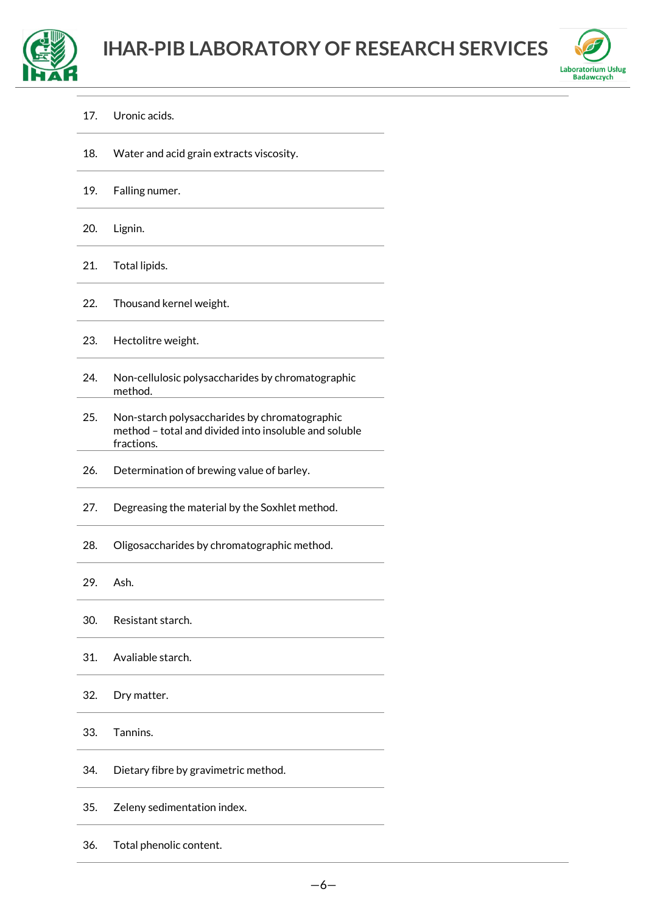| | |
|---|---|
| 17. | Uronic acids. |
| 18. | Water and acid grain extracts viscosity. |
| 19. | Falling numer. |
| 20. | Lignin. |
| 21. | Total lipids. |
| 22. | Thousand kernel weight. |
| 23. | Hectolitre weight. |
| 24. | Non-cellulosic polysaccharides by chromatographic method. |
| 25. | Non-starch polysaccharides by chromatographic method – total and divided into insoluble and soluble fractions. |
| 26. | Determination of brewing value of barley. |
| 27. | Degreasing the material by the Soxhlet method. |
| 28. | Oligosaccharides by chromatographic method. |
| 29. | Ash. |
| 30. | Resistant starch. |
| 31. | Avaliable starch. |
| 32. | Dry matter. |
| 33. | Tannins. |
| 34. | Dietary fibre by gravimetric method. |
| 35. | Zeleny sedimentation index. |
| 36. | Total phenolic content. |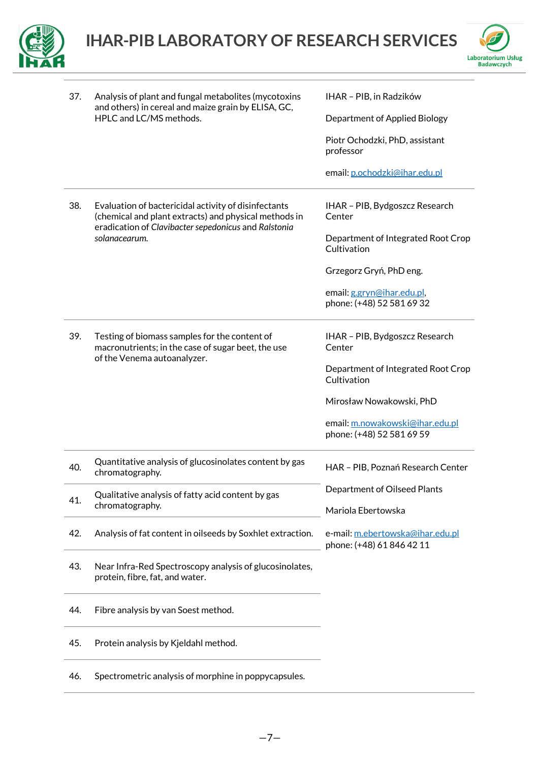| | | |
|---|---|---|
| 37. | Analysis of plant and fungal metabolites (mycotoxins and others) in cereal and maize grain by ELISA, GC, HPLC and LC/MS methods. | IHAR – PIB, in Radzików<br><br>Department of Applied Biology<br><br>Piotr Ochodzki, PhD, assistant professor<br><br>email: p.ochodzki@ihar.edu.pl |
| 38. | Evaluation of bactericidal activity of disinfectants (chemical and plant extracts) and physical methods in eradication of *Clavibacter sepedonicus* and *Ralstonia solanacearum.* | IHAR – PIB, Bydgoszcz Research Center<br><br>Department of Integrated Root Crop Cultivation<br><br>Grzegorz Gryń, PhD eng.<br><br>email: g.gryn@ihar.edu.pl,<br>phone: (+48) 52 581 69 32 |
| 39. | Testing of biomass samples for the content of macronutrients; in the case of sugar beet, the use of the Venema autoanalyzer. | IHAR – PIB, Bydgoszcz Research Center<br><br>Department of Integrated Root Crop Cultivation<br><br>Mirosław Nowakowski, PhD<br><br>email: m.nowakowski@ihar.edu.pl<br>phone: (+48) 52 581 69 59 |
| 40. | Quantitative analysis of glucosinolates content by gas chromatography. | HAR – PIB, Poznań Research Center<br><br>Department of Oilseed Plants<br><br>Mariola Ebertowska<br><br>e-mail: m.ebertowska@ihar.edu.pl<br>phone: (+48) 61 846 42 11 |
| 41. | Qualitative analysis of fatty acid content by gas chromatography. | |
| 42. | Analysis of fat content in oilseeds by Soxhlet extraction. | |
| 43. | Near Infra-Red Spectroscopy analysis of glucosinolates, protein, fibre, fat, and water. | |
| 44. | Fibre analysis by van Soest method. | |
| 45. | Protein analysis by Kjeldahl method. | |
| 46. | Spectrometric analysis of morphine in poppycapsules. | |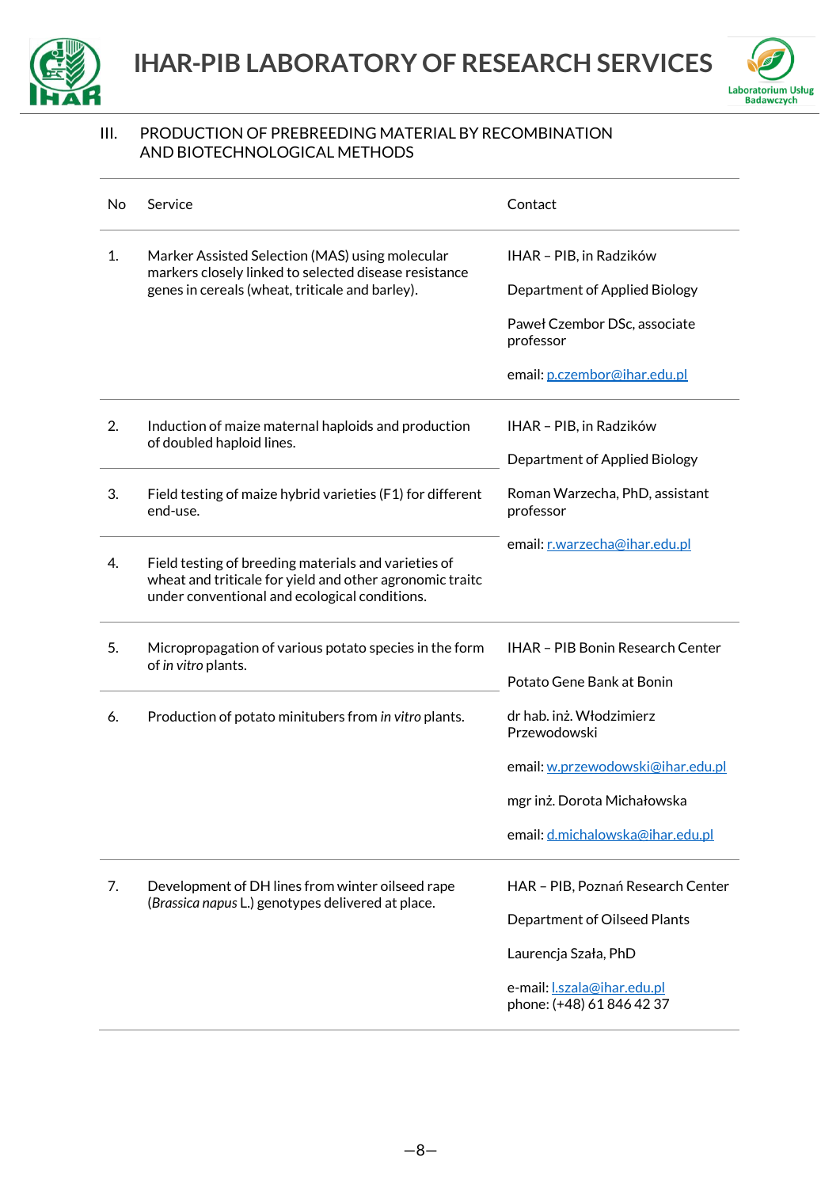## III. PRODUCTION OF PREBREEDING MATERIAL BY RECOMBINATION AND BIOTECHNOLOGICAL METHODS

| No | Service | Contact |
|---|---|---|
| 1. | Marker Assisted Selection (MAS) using molecular markers closely linked to selected disease resistance genes in cereals (wheat, triticale and barley). | IHAR – PIB, in Radzików<br><br>Department of Applied Biology<br><br>Paweł Czembor DSc, associate professor<br><br>email: p.czembor@ihar.edu.pl |
| 2. | Induction of maize maternal haploids and production of doubled haploid lines. | IHAR – PIB, in Radzików<br><br>Department of Applied Biology<br><br>Roman Warzecha, PhD, assistant professor<br><br>email: r.warzecha@ihar.edu.pl |
| 3. | Field testing of maize hybrid varieties (F1) for different end-use. | |
| 4. | Field testing of breeding materials and varieties of wheat and triticale for yield and other agronomic traitc under conventional and ecological conditions. | |
| 5. | Micropropagation of various potato species in the form of *in vitro* plants. | IHAR – PIB Bonin Research Center<br><br>Potato Gene Bank at Bonin<br><br>dr hab. inż. Włodzimierz Przewodowski<br><br>email: w.przewodowski@ihar.edu.pl<br><br>mgr inż. Dorota Michałowska<br><br>email: d.michalowska@ihar.edu.pl |
| 6. | Production of potato minitubers from *in vitro* plants. | |
| 7. | Development of DH lines from winter oilseed rape (*Brassica napus* L.) genotypes delivered at place. | HAR – PIB, Poznań Research Center<br><br>Department of Oilseed Plants<br><br>Laurencja Szała, PhD<br><br>e-mail: l.szala@ihar.edu.pl<br>phone: (+48) 61 846 42 37 |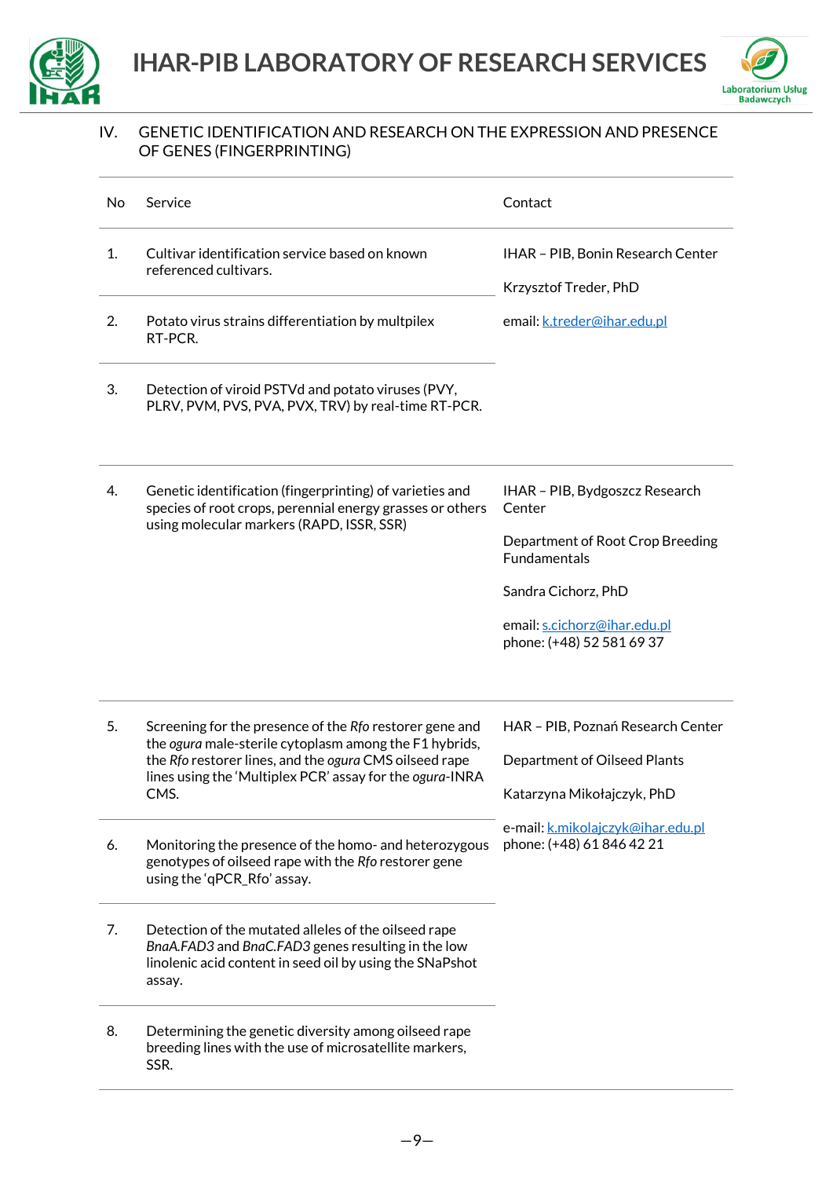## IV. GENETIC IDENTIFICATION AND RESEARCH ON THE EXPRESSION AND PRESENCE OF GENES (FINGERPRINTING)

| No | Service | Contact |
| --- | --- | --- |
| 1. | Cultivar identification service based on known referenced cultivars. | IHAR – PIB, Bonin Research Center<br><br>Krzysztof Treder, PhD<br><br>email: k.treder@ihar.edu.pl |
| 2. | Potato virus strains differentiation by multiplex RT-PCR. | |
| 3. | Detection of viroid PSTVd and potato viruses (PVY, PLRV, PVM, PVS, PVA, PVX, TRV) by real-time RT-PCR. | |
| 4. | Genetic identification (fingerprinting) of varieties and species of root crops, perennial energy grasses or others using molecular markers (RAPD, ISSR, SSR) | IHAR – PIB, Bydgoszcz Research Center<br><br>Department of Root Crop Breeding Fundamentals<br><br>Sandra Cichorz, PhD<br><br>email: s.cichorz@ihar.edu.pl<br>phone: (+48) 52 581 69 37 |
| 5. | Screening for the presence of the *Rfo* restorer gene and the *ogura* male-sterile cytoplasm among the F1 hybrids, the *Rfo* restorer lines, and the *ogura* CMS oilseed rape lines using the 'Multiplex PCR' assay for the *ogura*-INRA CMS. | HAR – PIB, Poznań Research Center<br><br>Department of Oilseed Plants<br><br>Katarzyna Mikołajczyk, PhD<br><br>e-mail: k.mikolajczyk@ihar.edu.pl<br>phone: (+48) 61 846 42 21 |
| 6. | Monitoring the presence of the homo- and heterozygous genotypes of oilseed rape with the *Rfo* restorer gene using the 'qPCR_Rfo' assay. | |
| 7. | Detection of the mutated alleles of the oilseed rape *BnaA.FAD3* and *BnaC.FAD3* genes resulting in the low linolenic acid content in seed oil by using the SNaPshot assay. | |
| 8. | Determining the genetic diversity among oilseed rape breeding lines with the use of microsatellite markers, SSR. | |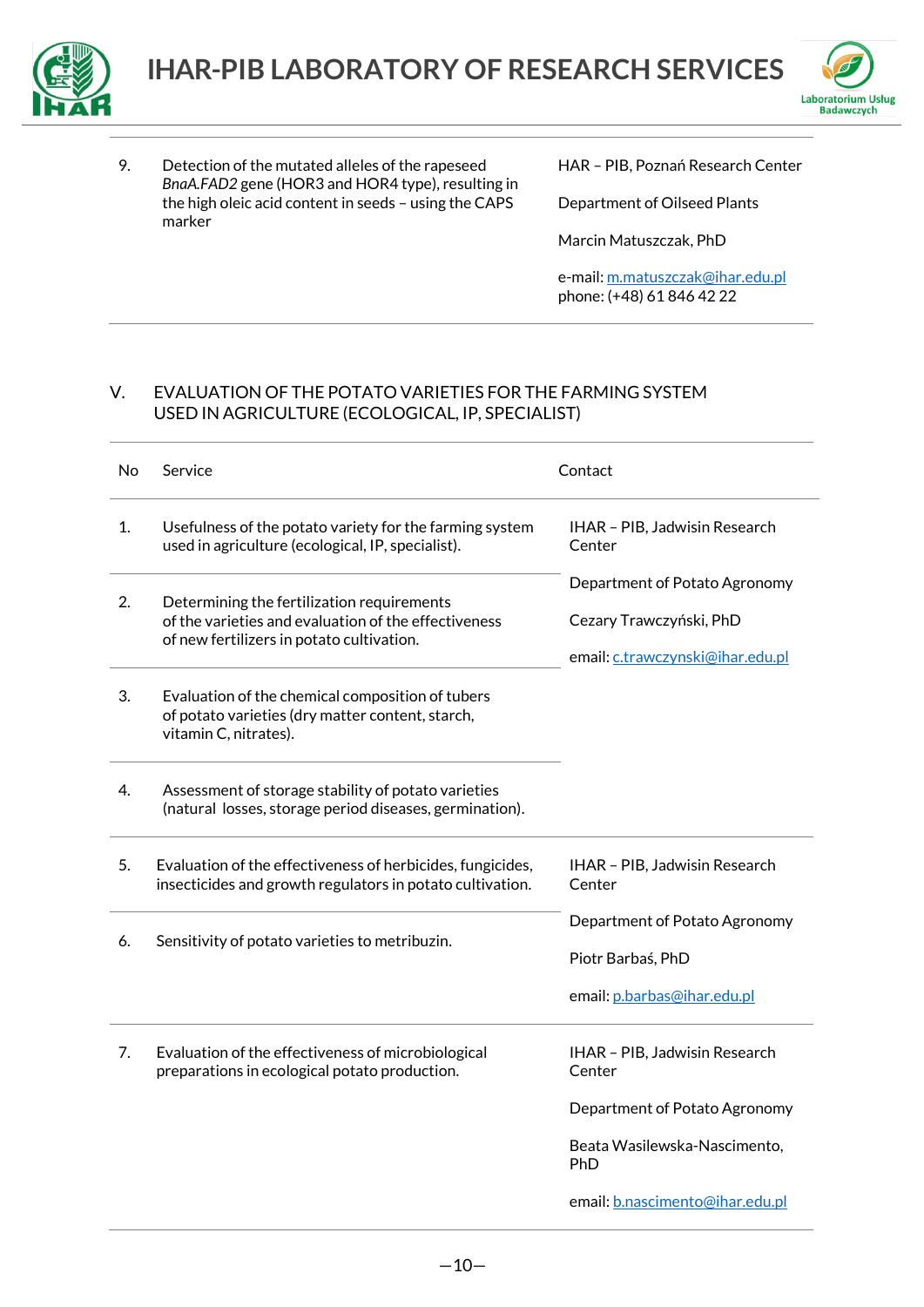| | | |
|---|---|---|
| 9. | Detection of the mutated alleles of the rapeseed *BnaA.FAD2* gene (HOR3 and HOR4 type), resulting in the high oleic acid content in seeds – using the CAPS marker | HAR – PIB, Poznań Research Center<br><br>Department of Oilseed Plants<br><br>Marcin Matuszczak, PhD<br><br>e-mail: m.matuszczak@ihar.edu.pl<br>phone: (+48) 61 846 42 22 |

## V. EVALUATION OF THE POTATO VARIETIES FOR THE FARMING SYSTEM USED IN AGRICULTURE (ECOLOGICAL, IP, SPECIALIST)

| No | Service | Contact |
|---|---|---|
| 1. | Usefulness of the potato variety for the farming system used in agriculture (ecological, IP, specialist). | IHAR – PIB, Jadwisin Research Center<br><br>Department of Potato Agronomy<br><br>Cezary Trawczyński, PhD<br><br>email: c.trawczynski@ihar.edu.pl |
| 2. | Determining the fertilization requirements of the varieties and evaluation of the effectiveness of new fertilizers in potato cultivation. | |
| 3. | Evaluation of the chemical composition of tubers of potato varieties (dry matter content, starch, vitamin C, nitrates). | |
| 4. | Assessment of storage stability of potato varieties (natural losses, storage period diseases, germination). | |
| 5. | Evaluation of the effectiveness of herbicides, fungicides, insecticides and growth regulators in potato cultivation. | IHAR – PIB, Jadwisin Research Center<br><br>Department of Potato Agronomy<br><br>Piotr Barbaś, PhD<br><br>email: p.barbas@ihar.edu.pl |
| 6. | Sensitivity of potato varieties to metribuzin. | |
| 7. | Evaluation of the effectiveness of microbiological preparations in ecological potato production. | IHAR – PIB, Jadwisin Research Center<br><br>Department of Potato Agronomy<br><br>Beata Wasilewska-Nascimento, PhD<br><br>email: b.nascimento@ihar.edu.pl |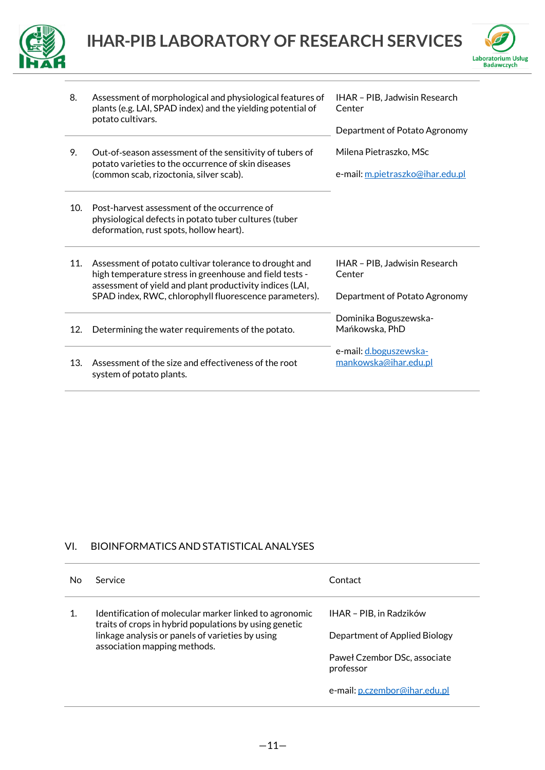| No | Service | Contact |
|---|---|---|
| 8. | Assessment of morphological and physiological features of plants (e.g. LAI, SPAD index) and the yielding potential of potato cultivars. | IHAR – PIB, Jadwisin Research Center<br><br>Department of Potato Agronomy<br><br>Milena Pietraszko, MSc<br><br>e-mail: m.pietraszko@ihar.edu.pl |
| 9. | Out-of-season assessment of the sensitivity of tubers of potato varieties to the occurrence of skin diseases (common scab, rizoctonia, silver scab). | |
| 10. | Post-harvest assessment of the occurrence of physiological defects in potato tuber cultures (tuber deformation, rust spots, hollow heart). | |
| 11. | Assessment of potato cultivar tolerance to drought and high temperature stress in greenhouse and field tests - assessment of yield and plant productivity indices (LAI, SPAD index, RWC, chlorophyll fluorescence parameters). | IHAR – PIB, Jadwisin Research Center<br><br>Department of Potato Agronomy<br><br>Dominika Boguszewska-Mańkowska, PhD<br><br>e-mail: d.boguszewska-mankowska@ihar.edu.pl |
| 12. | Determining the water requirements of the potato. | |
| 13. | Assessment of the size and effectiveness of the root system of potato plants. | |

## VI. BIOINFORMATICS AND STATISTICAL ANALYSES

| No | Service | Contact |
|---|---|---|
| 1. | Identification of molecular marker linked to agronomic traits of crops in hybrid populations by using genetic linkage analysis or panels of varieties by using association mapping methods. | IHAR – PIB, in Radzików<br><br>Department of Applied Biology<br><br>Paweł Czembor DSc, associate professor<br><br>e-mail: p.czembor@ihar.edu.pl |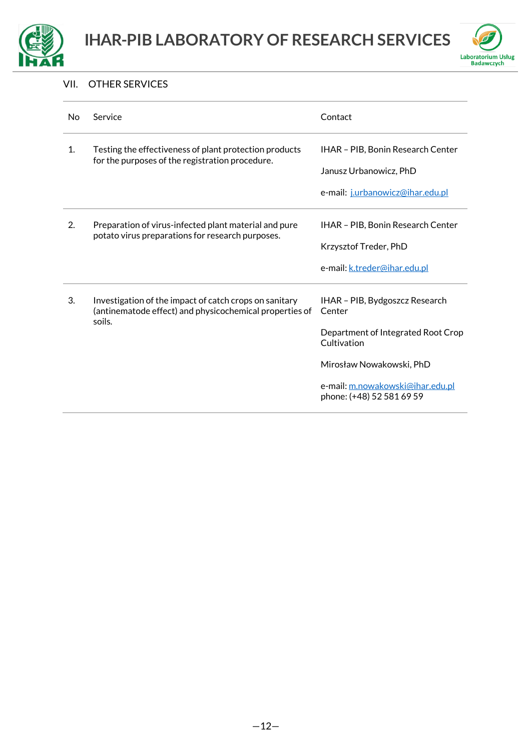## VII. OTHER SERVICES

| No | Service | Contact |
|---|---|---|
| 1. | Testing the effectiveness of plant protection products for the purposes of the registration procedure. | IHAR – PIB, Bonin Research Center<br><br>Janusz Urbanowicz, PhD<br><br>e-mail: j.urbanowicz@ihar.edu.pl |
| 2. | Preparation of virus-infected plant material and pure potato virus preparations for research purposes. | IHAR – PIB, Bonin Research Center<br><br>Krzysztof Treder, PhD<br><br>e-mail: k.treder@ihar.edu.pl |
| 3. | Investigation of the impact of catch crops on sanitary (antinematode effect) and physicochemical properties of soils. | IHAR – PIB, Bydgoszcz Research Center<br><br>Department of Integrated Root Crop Cultivation<br><br>Mirosław Nowakowski, PhD<br><br>e-mail: m.nowakowski@ihar.edu.pl<br>phone: (+48) 52 581 69 59 |